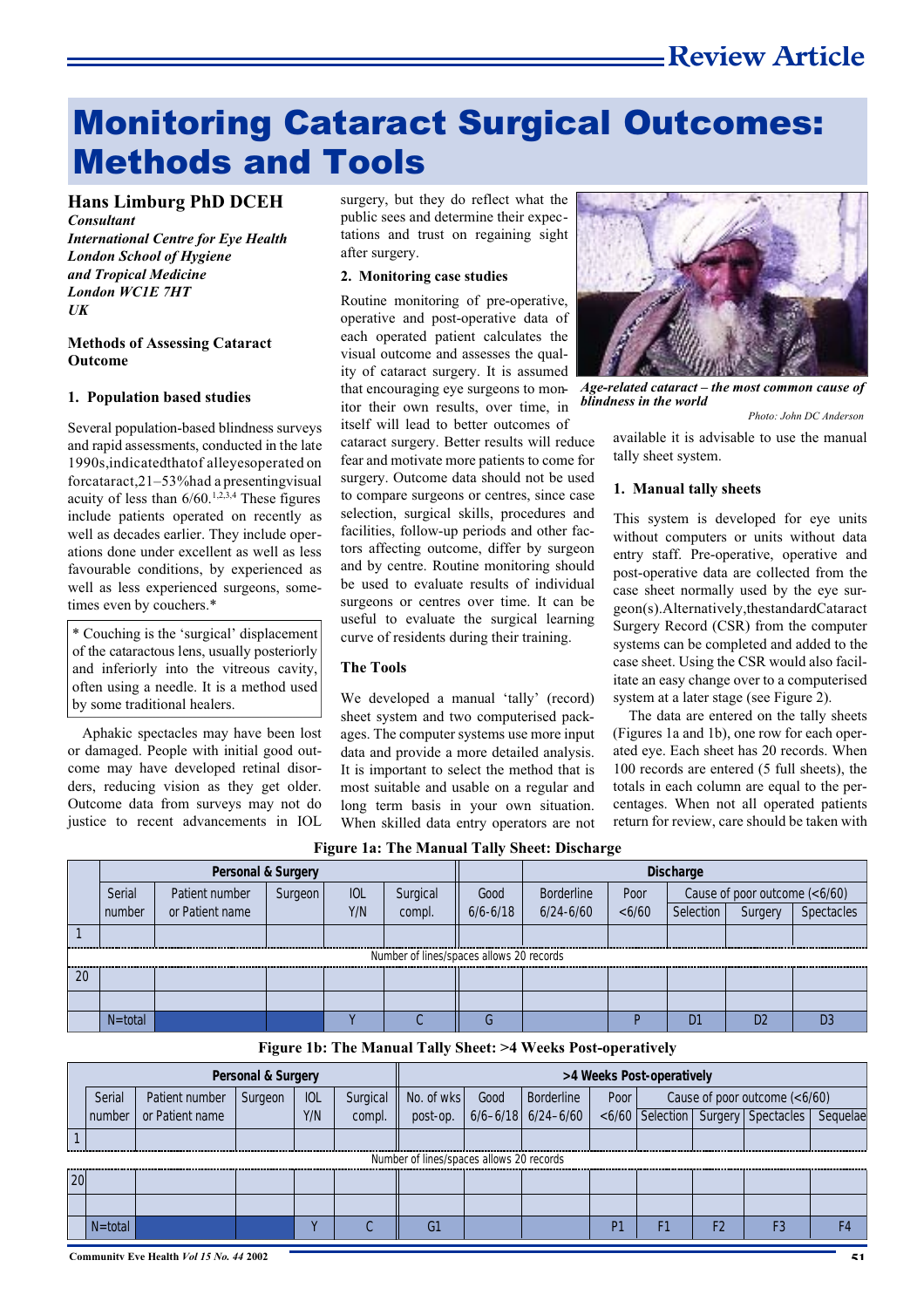# Monitoring Cataract Surgical Outcomes: Methods and Tools

**Hans Limburg PhD DCEH**
*Consultant*
*International Centre for Eye Health*
*London School of Hygiene and Tropical Medicine*
*London WC1E 7HT*
*UK*

## Methods of Assessing Cataract Outcome

### 1. Population based studies

Several population-based blindness surveys and rapid assessments, conducted in the late 1990s, indicated that of all eyes operated on for cataract, 21–53% had a presenting visual acuity of less than 6/60.[1,2,3,4] These figures include patients operated on recently as well as decades earlier. They include operations done under excellent as well as less favourable conditions, by experienced as well as less experienced surgeons, sometimes even by couchers.*

> * Couching is the 'surgical' displacement of the cataractous lens, usually posteriorly and inferiorly into the vitreous cavity, often using a needle. It is a method used by some traditional healers.

Aphakic spectacles may have been lost or damaged. People with initial good outcome may have developed retinal disorders, reducing vision as they get older. Outcome data from surveys may not do justice to recent advancements in IOL surgery, but they do reflect what the public sees and determine their expectations and trust on regaining sight after surgery.

### 2. Monitoring case studies

Routine monitoring of pre-operative, operative and post-operative data of each operated patient calculates the visual outcome and assesses the quality of cataract surgery. It is assumed that encouraging eye surgeons to monitor their own results, over time, in itself will lead to better outcomes of cataract surgery. Better results will reduce fear and motivate more patients to come for surgery. Outcome data should not be used to compare surgeons or centres, since case selection, surgical skills, procedures and facilities, follow-up periods and other factors affecting outcome, differ by surgeon and by centre. Routine monitoring should be used to evaluate results of individual surgeons or centres over time. It can be useful to evaluate the surgical learning curve of residents during their training.

## The Tools

We developed a manual 'tally' (record) sheet system and two computerised packages. The computer systems use more input data and provide a more detailed analysis. It is important to select the method that is most suitable and usable on a regular and long term basis in your own situation. When skilled data entry operators are not available it is advisable to use the manual tally sheet system.

*Age-related cataract – the most common cause of blindness in the world*

Photo: John DC Anderson

### 1. Manual tally sheets

This system is developed for eye units without computers or units without data entry staff. Pre-operative, operative and post-operative data are collected from the case sheet normally used by the eye surgeon(s). Alternatively, the standard Cataract Surgery Record (CSR) from the computer systems can be completed and added to the case sheet. Using the CSR would also facilitate an easy change over to a computerised system at a later stage (see Figure 2).

The data are entered on the tally sheets (Figures 1a and 1b), one row for each operated eye. Each sheet has 20 records. When 100 records are entered (5 full sheets), the totals in each column are equal to the percentages. When not all operated patients return for review, care should be taken with

**Figure 1a: The Manual Tally Sheet: Discharge**

| | Personal & Surgery | | | | | Discharge | | | | | |
|---|---|---|---|---|---|---|---|---|---|---|---|
| | Serial number | Patient number or Patient name | Surgeon | IOL Y/N | Surgical compl. | Good 6/6-6/18 | Borderline 6/24-6/60 | Poor <6/60 | Cause of poor outcome (<6/60) Selection | Surgery | Spectacles |
| 1 | | | | | | | | | | | |
| | Number of lines/spaces allows 20 records | | | | | | | | | | |
| 20 | | | | | | | | | | | |
| | | | | | | | | | | | |
| | N=total | | | Y | C | G | | P | D1 | D2 | D3 |

**Figure 1b: The Manual Tally Sheet: >4 Weeks Post-operatively**

| | Personal & Surgery | | | | | >4 Weeks Post-operatively | | | | | | | |
|---|---|---|---|---|---|---|---|---|---|---|---|---|---|
| | Serial number | Patient number or Patient name | Surgeon | IOL Y/N | Surgical compl. | No. of wks post-op. | Good 6/6–6/18 | Borderline 6/24–6/60 | Poor <6/60 | Cause of poor outcome (<6/60) Selection | Surgery | Spectacles | Sequelae |
| 1 | | | | | | | | | | | | | |
| | Number of lines/spaces allows 20 records | | | | | | | | | | | | |
| 20 | | | | | | | | | | | | | |
| | | | | | | | | | | | | | |
| | N=total | | | Y | C | G1 | | | P1 | F1 | F2 | F3 | F4 |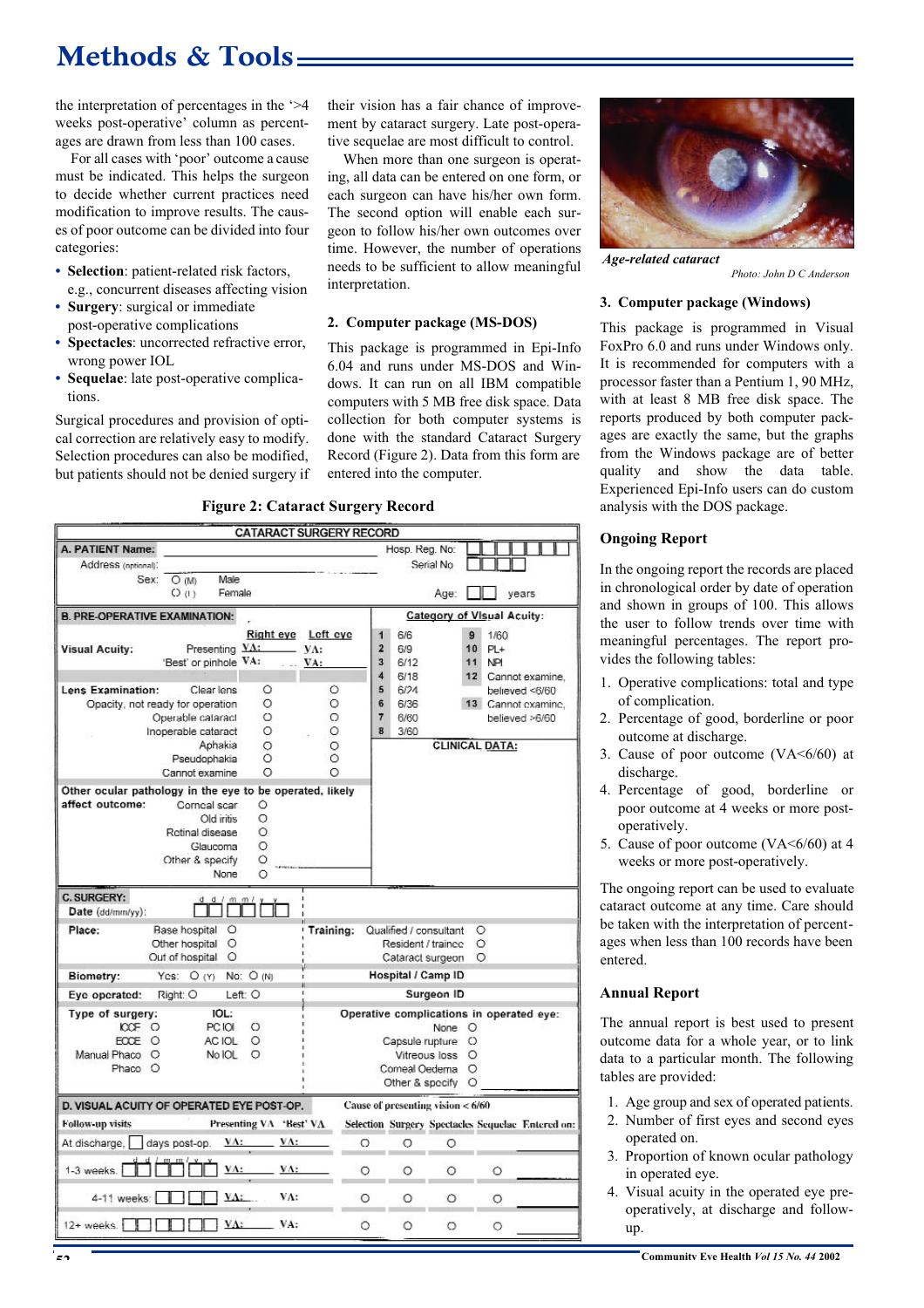the interpretation of percentages in the '>4 weeks post-operative' column as percentages are drawn from less than 100 cases.

For all cases with 'poor' outcome a cause must be indicated. This helps the surgeon to decide whether current practices need modification to improve results. The causes of poor outcome can be divided into four categories:

- **Selection**: patient-related risk factors, e.g., concurrent diseases affecting vision
- **Surgery**: surgical or immediate post-operative complications
- **Spectacles**: uncorrected refractive error, wrong power IOL
- **Sequelae**: late post-operative complications.

Surgical procedures and provision of optical correction are relatively easy to modify. Selection procedures can also be modified, but patients should not be denied surgery if their vision has a fair chance of improvement by cataract surgery. Late post-operative sequelae are most difficult to control.

When more than one surgeon is operating, all data can be entered on one form, or each surgeon can have his/her own form. The second option will enable each surgeon to follow his/her own outcomes over time. However, the number of operations needs to be sufficient to allow meaningful interpretation.

## 2. Computer package (MS-DOS)

This package is programmed in Epi-Info 6.04 and runs under MS-DOS and Windows. It can run on all IBM compatible computers with 5 MB free disk space. Data collection for both computer systems is done with the standard Cataract Surgery Record (Figure 2). Data from this form are entered into the computer.

**Figure 2: Cataract Surgery Record**

CATARACT SURGERY RECORD

**A. PATIENT Name:** ______ Hosp. Reg. No: ☐☐☐☐☐☐☐

Address (optional): ______ Serial No ☐☐☐☐

Sex: ○ (M) Male ○ (F) Female — Age: ☐☐ years

**B. PRE-OPERATIVE EXAMINATION:**

| Visual Acuity: | | Right eye | Left eye |
|---|---|---|---|
| | Presenting | VA: | VA: |
| | 'Best' or pinhole | VA: | VA: |

| Lens Examination: | Right eye | Left eye |
|---|---|---|
| Clear lens | ○ | ○ |
| Opacity, not ready for operation | ○ | ○ |
| Operable cataract | ○ | ○ |
| Inoperable cataract | ○ | ○ |
| Aphakia | ○ | ○ |
| Pseudophakia | ○ | ○ |
| Cannot examine | ○ | ○ |

Category of Visual Acuity:

| | | | |
|---|---|---|---|
| 1 | 6/6 | 9 | 1/60 |
| 2 | 6/9 | 10 | PL+ |
| 3 | 6/12 | 11 | NPI |
| 4 | 6/18 | 12 | Cannot examine, believed <6/60 |
| 5 | 6/24 | 13 | Cannot examine, believed >6/60 |
| 6 | 6/36 | | |
| 7 | 6/60 | | |
| 8 | 3/60 | | |

CLINICAL DATA:

**Other ocular pathology in the eye to be operated, likely affect outcome:** Corneal scar ○ / Old iritis ○ / Retinal disease ○ / Glaucoma ○ / Other & specify ○ ____ / None ○

**C. SURGERY:**

Date (dd/mm/yy): ☐☐/☐☐/☐☐

**Place:** Base hospital ○ / Other hospital ○ / Out of hospital ○

**Training:** Qualified / consultant ○ / Resident / trainee ○ / Cataract surgeon ○

**Biometry:** Yes: ○ (Y) No: ○ (N) — **Hospital / Camp ID**

**Eye operated:** Right ○ Left ○ — **Surgeon ID**

**Type of surgery:** ICCE ○ / ECCE ○ / Manual Phaco ○ / Phaco ○

**IOL:** PC IOL ○ / AC IOL ○ / No IOL ○

**Operative complications in operated eye:** None ○ / Capsule rupture ○ / Vitreous loss ○ / Corneal Oedema ○ / Other & specify ○

**D. VISUAL ACUITY OF OPERATED EYE POST-OP.**

| Follow-up visits | Presenting VA | 'Best' VA | Selection | Surgery | Spectacles | Sequelae | Entered on: |
|---|---|---|---|---|---|---|---|
| At discharge, ☐ days post-op. | VA: | VA: | ○ | ○ | ○ | | |
| 1-3 weeks ☐☐/☐☐/☐☐ | VA: | VA: | ○ | ○ | ○ | ○ | |
| 4-11 weeks ☐☐/☐☐ | VA: | VA: | ○ | ○ | ○ | ○ | |
| 12+ weeks ☐☐/☐☐/☐☐ | VA: | VA: | ○ | ○ | ○ | ○ | |

(Cause of presenting vision < 6/60: Selection, Surgery, Spectacles, Sequelae)

*Age-related cataract*

*Photo: John D C Anderson*

## 3. Computer package (Windows)

This package is programmed in Visual FoxPro 6.0 and runs under Windows only. It is recommended for computers with a processor faster than a Pentium 1, 90 MHz, with at least 8 MB free disk space. The reports produced by both computer packages are exactly the same, but the graphs from the Windows package are of better quality and show the data table. Experienced Epi-Info users can do custom analysis with the DOS package.

## Ongoing Report

In the ongoing report the records are placed in chronological order by date of operation and shown in groups of 100. This allows the user to follow trends over time with meaningful percentages. The report provides the following tables:

1. Operative complications: total and type of complication.
2. Percentage of good, borderline or poor outcome at discharge.
3. Cause of poor outcome (VA<6/60) at discharge.
4. Percentage of good, borderline or poor outcome at 4 weeks or more post-operatively.
5. Cause of poor outcome (VA<6/60) at 4 weeks or more post-operatively.

The ongoing report can be used to evaluate cataract outcome at any time. Care should be taken with the interpretation of percentages when less than 100 records have been entered.

## Annual Report

The annual report is best used to present outcome data for a whole year, or to link data to a particular month. The following tables are provided:

1. Age group and sex of operated patients.
2. Number of first eyes and second eyes operated on.
3. Proportion of known ocular pathology in operated eye.
4. Visual acuity in the operated eye pre-operatively, at discharge and follow-up.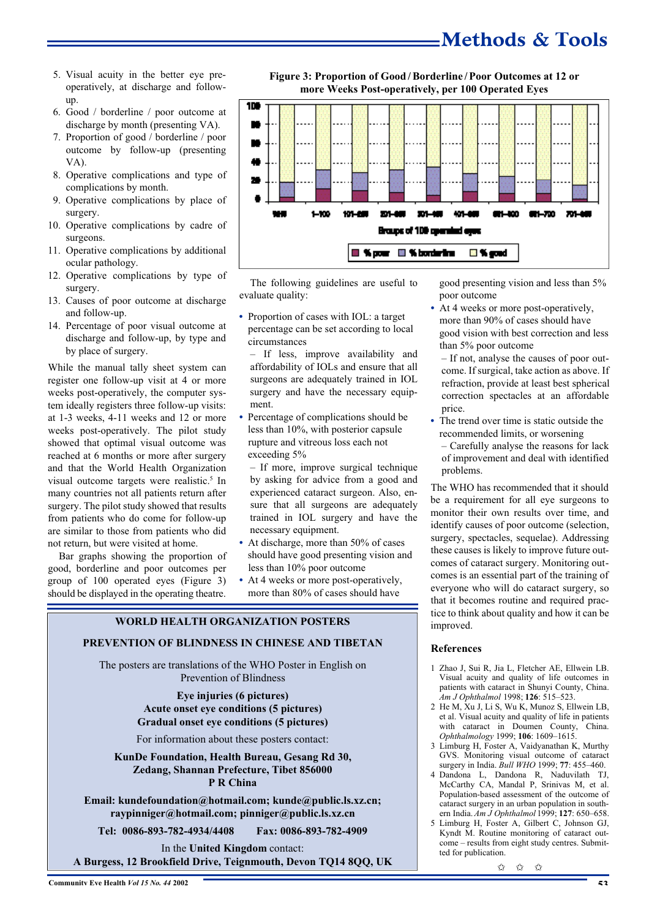5. Visual acuity in the better eye pre-operatively, at discharge and follow-up.
6. Good / borderline / poor outcome at discharge by month (presenting VA).
7. Proportion of good / borderline / poor outcome by follow-up (presenting VA).
8. Operative complications and type of complications by month.
9. Operative complications by place of surgery.
10. Operative complications by cadre of surgeons.
11. Operative complications by additional ocular pathology.
12. Operative complications by type of surgery.
13. Causes of poor outcome at discharge and follow-up.
14. Percentage of poor visual outcome at discharge and follow-up, by type and by place of surgery.

While the manual tally sheet system can register one follow-up visit at 4 or more weeks post-operatively, the computer system ideally registers three follow-up visits: at 1-3 weeks, 4-11 weeks and 12 or more weeks post-operatively. The pilot study showed that optimal visual outcome was reached at 6 months or more after surgery and that the World Health Organization visual outcome targets were realistic.[5] In many countries not all patients return after surgery. The pilot study showed that results from patients who do come for follow-up are similar to those from patients who did not return, but were visited at home.

Bar graphs showing the proportion of good, borderline and poor outcomes per group of 100 operated eyes (Figure 3) should be displayed in the operating theatre.

**Figure 3: Proportion of Good / Borderline / Poor Outcomes at 12 or more Weeks Post-operatively, per 100 Operated Eyes**

100
80
60
40
20
0

1-100 101-200 201-300 301-400 401-500 501-600 601-700 701-800

Groups of 100 operated eyes

% poor % borderline % good

The following guidelines are useful to evaluate quality:

- Proportion of cases with IOL: a target percentage can be set according to local circumstances
  – If less, improve availability and affordability of IOLs and ensure that all surgeons are adequately trained in IOL surgery and have the necessary equipment.
- Percentage of complications should be less than 10%, with posterior capsule rupture and vitreous loss each not exceeding 5%
  – If more, improve surgical technique by asking for advice from a good and experienced cataract surgeon. Also, ensure that all surgeons are adequately trained in IOL surgery and have the necessary equipment.
- At discharge, more than 50% of cases should have good presenting vision and less than 10% poor outcome
- At 4 weeks or more post-operatively, more than 80% of cases should have good presenting vision and less than 5% poor outcome
- At 4 weeks or more post-operatively, more than 90% of cases should have good vision with best correction and less than 5% poor outcome
  – If not, analyse the causes of poor outcome. If surgical, take action as above. If refraction, provide at least best spherical correction spectacles at an affordable price.
- The trend over time is static outside the recommended limits, or worsening
  – Carefully analyse the reasons for lack of improvement and deal with identified problems.

The WHO has recommended that it should be a requirement for all eye surgeons to monitor their own results over time, and identify causes of poor outcome (selection, surgery, spectacles, sequelae). Addressing these causes is likely to improve future outcomes of cataract surgery. Monitoring outcomes is an essential part of the training of everyone who will do cataract surgery, so that it becomes routine and required practice to think about quality and how it can be improved.

**WORLD HEALTH ORGANIZATION POSTERS**

**PREVENTION OF BLINDNESS IN CHINESE AND TIBETAN**

The posters are translations of the WHO Poster in English on Prevention of Blindness

**Eye injuries (6 pictures)**
**Acute onset eye conditions (5 pictures)**
**Gradual onset eye conditions (5 pictures)**

For information about these posters contact:

**KunDe Foundation, Health Bureau, Gesang Rd 30, Zedang, Shannan Prefecture, Tibet 856000**
**P R China**

**Email: kundefoundation@hotmail.com; kunde@public.ls.xz.cn; raypinniger@hotmail.com; pinniger@public.ls.xz.cn**

**Tel: 0086-893-782-4934/4408 Fax: 0086-893-782-4909**

In the **United Kingdom** contact:
**A Burgess, 12 Brookfield Drive, Teignmouth, Devon TQ14 8QQ, UK**

## References

1. Zhao J, Sui R, Jia L, Fletcher AE, Ellwein LB. Visual acuity and quality of life outcomes in patients with cataract in Shunyi County, China. *Am J Ophthalmol* 1998; **126**: 515–523.
2. He M, Xu J, Li S, Wu K, Munoz S, Ellwein LB, et al. Visual acuity and quality of life in patients with cataract in Doumen County, China. *Ophthalmology* 1999; **106**: 1609–1615.
3. Limburg H, Foster A, Vaidyanathan K, Murthy GVS. Monitoring visual outcome of cataract surgery in India. *Bull WHO* 1999; **77**: 455–460.
4. Dandona L, Dandona R, Naduvilath TJ, McCarthy CA, Mandal P, Srinivas M, et al. Population-based assessment of the outcome of cataract surgery in an urban population in southern India. *Am J Ophthalmol* 1999; **127**: 650–658.
5. Limburg H, Foster A, Gilbert C, Johnson GJ, Kyndt M. Routine monitoring of cataract outcome – results from eight study centres. Submitted for publication.

☆ ☆ ☆